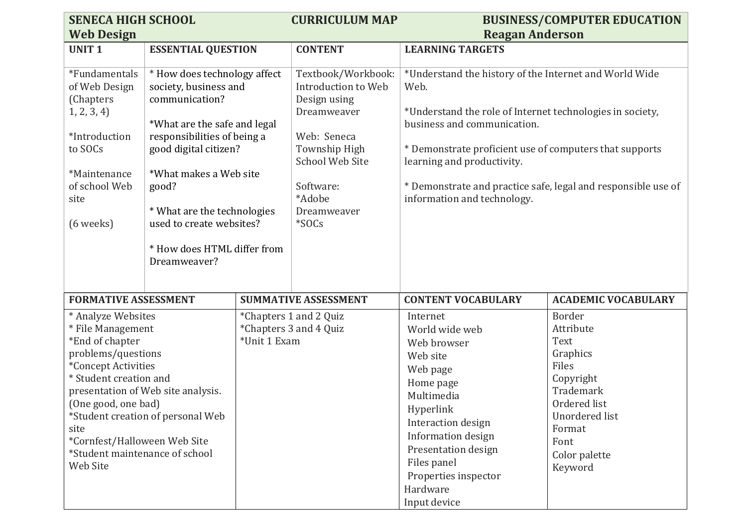**SENECA HIGH SCHOOL** **CURRICULUM MAP** **BUSINESS/COMPUTER EDUCATION**

**Web Design** **Reagan Anderson**

| UNIT 1 | ESSENTIAL QUESTION | CONTENT | LEARNING TARGETS |
|---|---|---|---|
| *Fundamentals of Web Design (Chapters 1, 2, 3, 4)<br><br>*Introduction to SOCs<br><br>*Maintenance of school Web site<br><br>(6 weeks) | * How does technology affect society, business and communication?<br><br>*What are the safe and legal responsibilities of being a good digital citizen?<br><br>*What makes a Web site good?<br><br>* What are the technologies used to create websites?<br><br>* How does HTML differ from Dreamweaver? | Textbook/Workbook: Introduction to Web Design using Dreamweaver<br><br>Web: Seneca Township High School Web Site<br><br>Software:<br>*Adobe Dreamweaver<br>*SOCs | *Understand the history of the Internet and World Wide Web.<br><br>*Understand the role of Internet technologies in society, business and communication.<br><br>* Demonstrate proficient use of computers that supports learning and productivity.<br><br>* Demonstrate and practice safe, legal and responsible use of information and technology. |

| FORMATIVE ASSESSMENT | SUMMATIVE ASSESSMENT | CONTENT VOCABULARY | ACADEMIC VOCABULARY |
|---|---|---|---|
| * Analyze Websites<br>* File Management<br>*End of chapter problems/questions<br>*Concept Activities<br>* Student creation and presentation of Web site analysis. (One good, one bad)<br>*Student creation of personal Web site<br>*Cornfest/Halloween Web Site<br>*Student maintenance of school Web Site | *Chapters 1 and 2 Quiz<br>*Chapters 3 and 4 Quiz<br>*Unit 1 Exam | Internet<br>World wide web<br>Web browser<br>Web site<br>Web page<br>Home page<br>Multimedia<br>Hyperlink<br>Interaction design<br>Information design<br>Presentation design<br>Files panel<br>Properties inspector<br>Hardware<br>Input device | Border<br>Attribute<br>Text<br>Graphics<br>Files<br>Copyright<br>Trademark<br>Ordered list<br>Unordered list<br>Format<br>Font<br>Color palette<br>Keyword |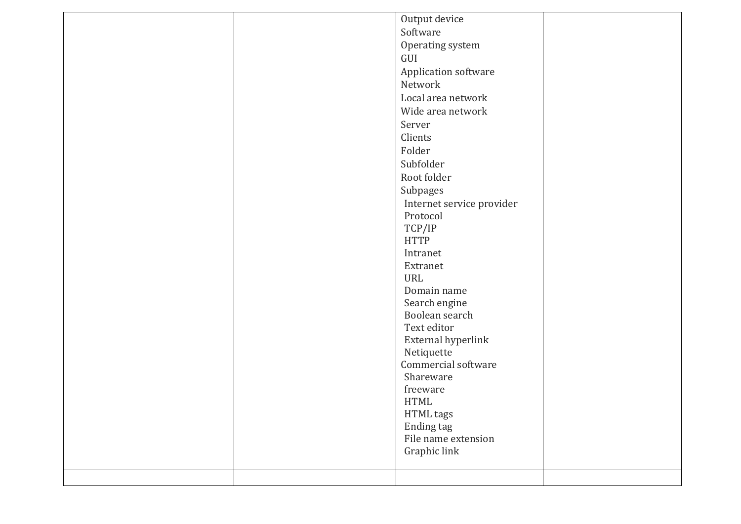| | | | |
|---|---|---|---|
| | | Output device<br>Software<br>Operating system<br>GUI<br>Application software<br>Network<br>Local area network<br>Wide area network<br>Server<br>Clients<br>Folder<br>Subfolder<br>Root folder<br>Subpages<br>Internet service provider<br>Protocol<br>TCP/IP<br>HTTP<br>Intranet<br>Extranet<br>URL<br>Domain name<br>Search engine<br>Boolean search<br>Text editor<br>External hyperlink<br>Netiquette<br>Commercial software<br>Shareware<br>freeware<br>HTML<br>HTML tags<br>Ending tag<br>File name extension<br>Graphic link | |
| | | | |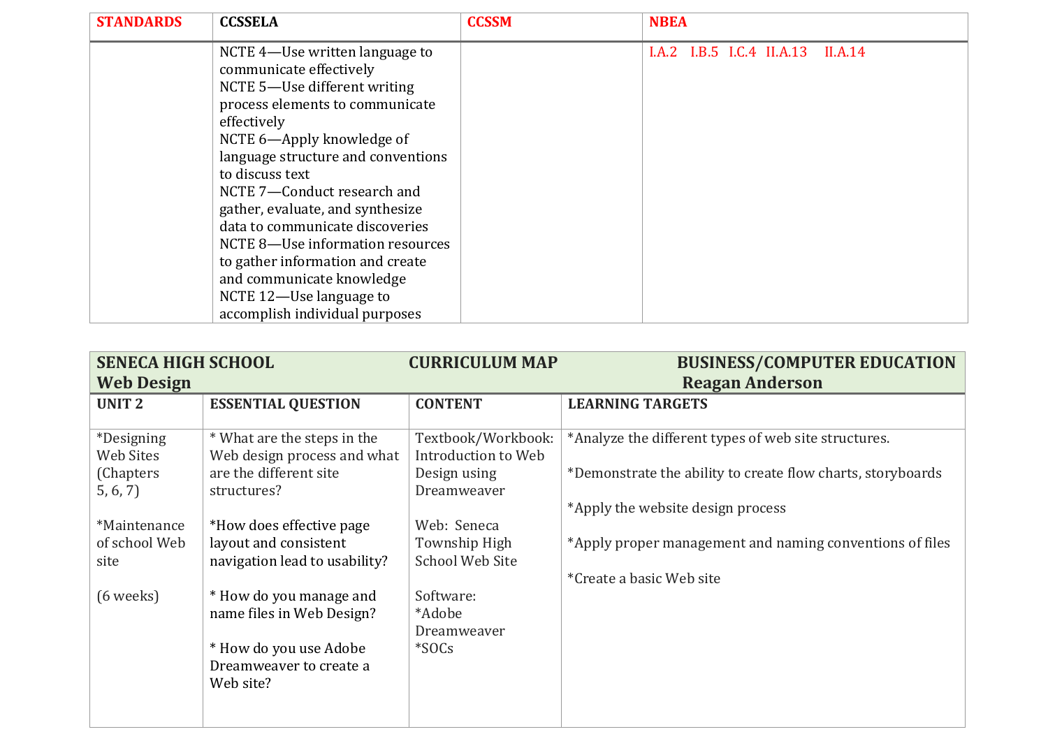| STANDARDS | CCSSELA | CCSSM | NBEA |
|---|---|---|---|
| | NCTE 4—Use written language to communicate effectively<br>NCTE 5—Use different writing process elements to communicate effectively<br>NCTE 6—Apply knowledge of language structure and conventions to discuss text<br>NCTE 7—Conduct research and gather, evaluate, and synthesize data to communicate discoveries<br>NCTE 8—Use information resources to gather information and create and communicate knowledge<br>NCTE 12—Use language to accomplish individual purposes | | I.A.2 I.B.5 I.C.4 II.A.13 II.A.14 |

| SENECA HIGH SCHOOL<br>Web Design | CURRICULUM MAP | | BUSINESS/COMPUTER EDUCATION<br>Reagan Anderson |
|---|---|---|---|
| **UNIT 2** | **ESSENTIAL QUESTION** | **CONTENT** | **LEARNING TARGETS** |
| *Designing Web Sites (Chapters 5, 6, 7)<br><br>*Maintenance of school Web site<br><br>(6 weeks) | * What are the steps in the Web design process and what are the different site structures?<br><br>*How does effective page layout and consistent navigation lead to usability?<br><br>* How do you manage and name files in Web Design?<br><br>* How do you use Adobe Dreamweaver to create a Web site? | Textbook/Workbook: Introduction to Web Design using Dreamweaver<br><br>Web: Seneca Township High School Web Site<br><br>Software:<br>*Adobe Dreamweaver<br>*SOCs | *Analyze the different types of web site structures.<br><br>*Demonstrate the ability to create flow charts, storyboards<br><br>*Apply the website design process<br><br>*Apply proper management and naming conventions of files<br><br>*Create a basic Web site |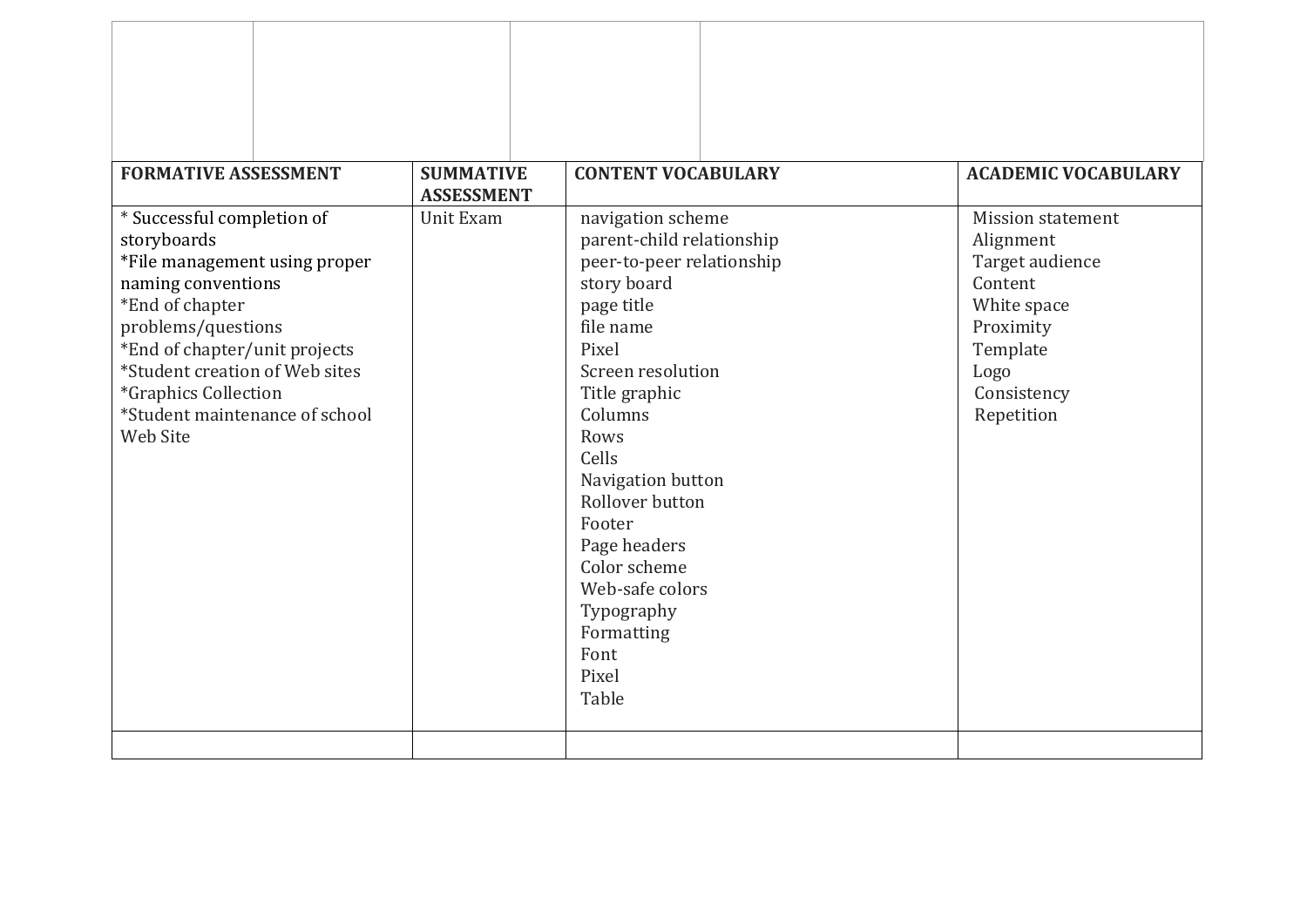| FORMATIVE ASSESSMENT | SUMMATIVE ASSESSMENT | CONTENT VOCABULARY | ACADEMIC VOCABULARY |
|---|---|---|---|
| * Successful completion of storyboards<br>*File management using proper naming conventions<br>*End of chapter problems/questions<br>*End of chapter/unit projects<br>*Student creation of Web sites<br>*Graphics Collection<br>*Student maintenance of school Web Site | Unit Exam | navigation scheme<br>parent-child relationship<br>peer-to-peer relationship<br>story board<br>page title<br>file name<br>Pixel<br>Screen resolution<br>Title graphic<br>Columns<br>Rows<br>Cells<br>Navigation button<br>Rollover button<br>Footer<br>Page headers<br>Color scheme<br>Web-safe colors<br>Typography<br>Formatting<br>Font<br>Pixel<br>Table | Mission statement<br>Alignment<br>Target audience<br>Content<br>White space<br>Proximity<br>Template<br>Logo<br>Consistency<br>Repetition |
| | | | |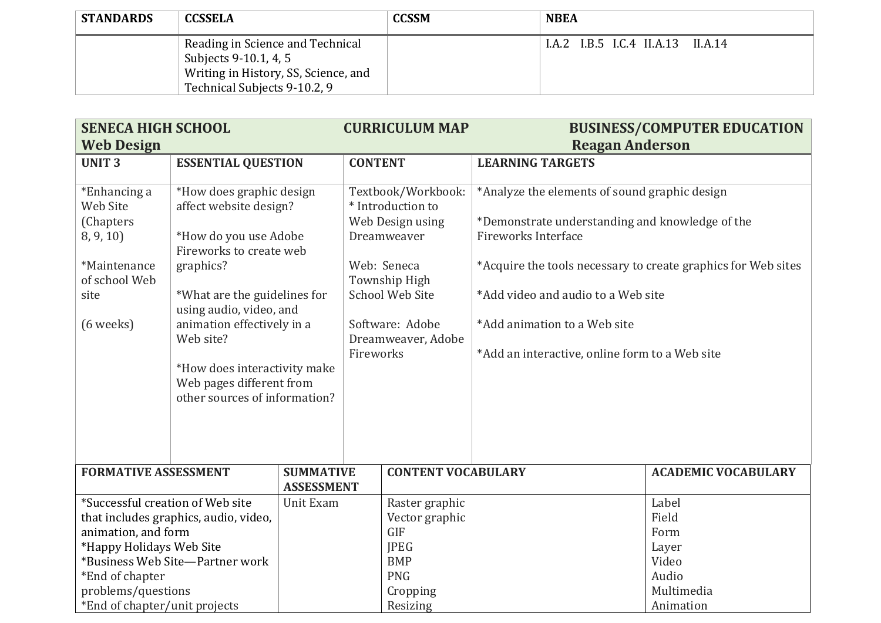| STANDARDS | CCSSELA | CCSSM | NBEA |
|---|---|---|---|
| | Reading in Science and Technical Subjects 9-10.1, 4, 5<br>Writing in History, SS, Science, and Technical Subjects 9-10.2, 9 | | I.A.2 I.B.5 I.C.4 II.A.13 II.A.14 |

| **SENECA HIGH SCHOOL**<br>**Web Design** | | **CURRICULUM MAP** | **BUSINESS/COMPUTER EDUCATION**<br>**Reagan Anderson** |
|---|---|---|---|
| **UNIT 3** | **ESSENTIAL QUESTION** | **CONTENT** | **LEARNING TARGETS** |
| *Enhancing a Web Site (Chapters 8, 9, 10)<br><br>*Maintenance of school Web site<br><br>(6 weeks) | *How does graphic design affect website design?<br><br>*How do you use Adobe Fireworks to create web graphics?<br><br>*What are the guidelines for using audio, video, and animation effectively in a Web site?<br><br>*How does interactivity make Web pages different from other sources of information? | Textbook/Workbook: * Introduction to Web Design using Dreamweaver<br><br>Web: Seneca Township High School Web Site<br><br>Software: Adobe Dreamweaver, Adobe Fireworks | *Analyze the elements of sound graphic design<br><br>*Demonstrate understanding and knowledge of the Fireworks Interface<br><br>*Acquire the tools necessary to create graphics for Web sites<br><br>*Add video and audio to a Web site<br><br>*Add animation to a Web site<br><br>*Add an interactive, online form to a Web site |

| FORMATIVE ASSESSMENT | SUMMATIVE ASSESSMENT | CONTENT VOCABULARY | ACADEMIC VOCABULARY |
|---|---|---|---|
| *Successful creation of Web site that includes graphics, audio, video, animation, and form<br>*Happy Holidays Web Site<br>*Business Web Site—Partner work<br>*End of chapter problems/questions<br>*End of chapter/unit projects | Unit Exam | Raster graphic<br>Vector graphic<br>GIF<br>JPEG<br>BMP<br>PNG<br>Cropping<br>Resizing | Label<br>Field<br>Form<br>Layer<br>Video<br>Audio<br>Multimedia<br>Animation |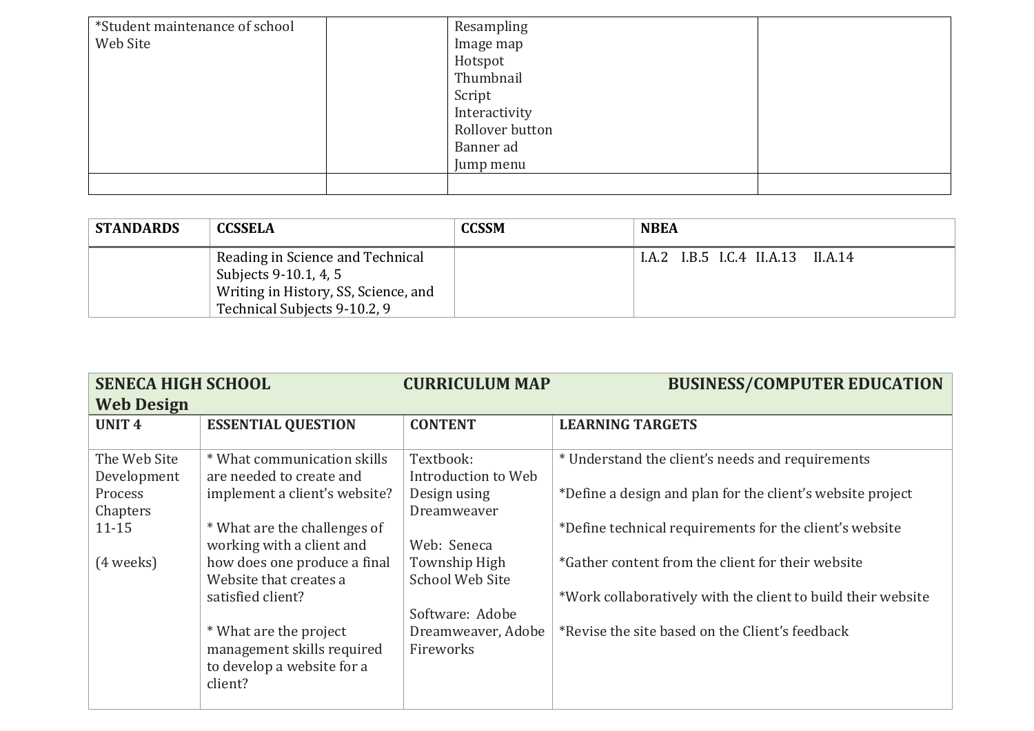| | | | |
|---|---|---|---|
| *Student maintenance of school Web Site | | Resampling<br>Image map<br>Hotspot<br>Thumbnail<br>Script<br>Interactivity<br>Rollover button<br>Banner ad<br>Jump menu | |
| | | | |

| STANDARDS | CCSSELA | CCSSM | NBEA |
|---|---|---|---|
| | Reading in Science and Technical Subjects 9-10.1, 4, 5<br>Writing in History, SS, Science, and Technical Subjects 9-10.2, 9 | | I.A.2 I.B.5 I.C.4 II.A.13 II.A.14 |

| SENECA HIGH SCHOOL CURRICULUM MAP BUSINESS/COMPUTER EDUCATION Web Design | | | |
|---|---|---|---|
| **UNIT 4** | **ESSENTIAL QUESTION** | **CONTENT** | **LEARNING TARGETS** |
| The Web Site Development Process Chapters 11-15<br><br>(4 weeks) | * What communication skills are needed to create and implement a client's website?<br><br>* What are the challenges of working with a client and how does one produce a final Website that creates a satisfied client?<br><br>* What are the project management skills required to develop a website for a client? | Textbook: Introduction to Web Design using Dreamweaver<br><br>Web: Seneca Township High School Web Site<br><br>Software: Adobe Dreamweaver, Adobe Fireworks | * Understand the client's needs and requirements<br><br>*Define a design and plan for the client's website project<br><br>*Define technical requirements for the client's website<br><br>*Gather content from the client for their website<br><br>*Work collaboratively with the client to build their website<br><br>*Revise the site based on the Client's feedback |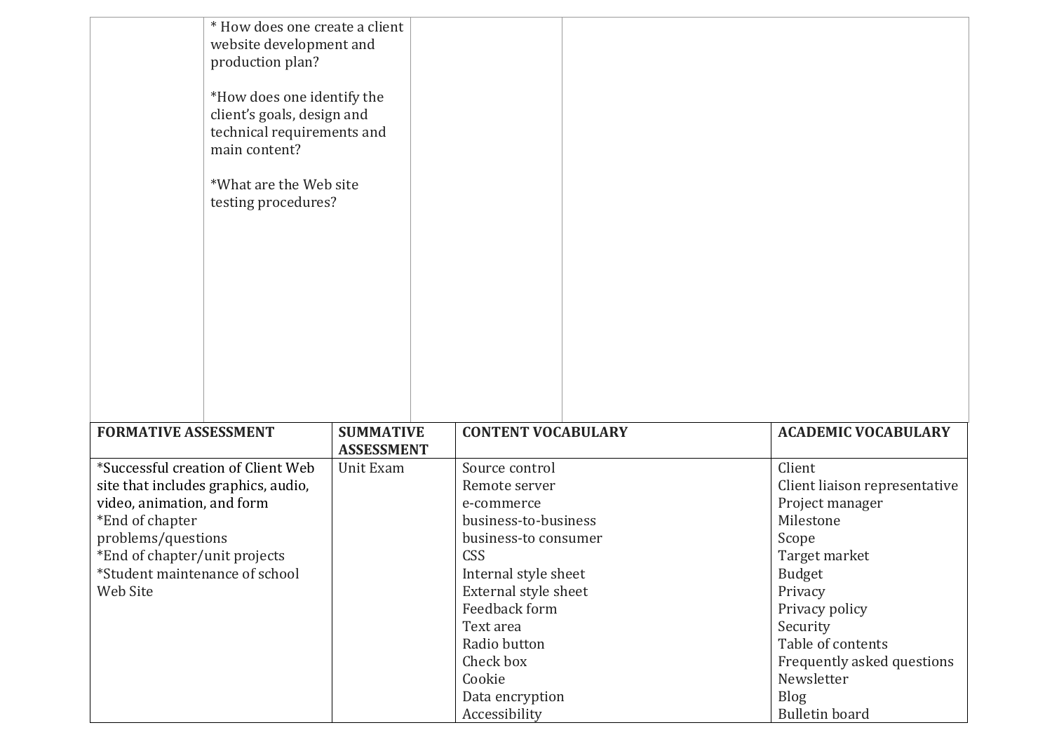|  | * How does one create a client website development and production plan?<br><br>*How does one identify the client's goals, design and technical requirements and main content?<br><br>*What are the Web site testing procedures? |  |  |
|---|---|---|---|

| FORMATIVE ASSESSMENT | SUMMATIVE ASSESSMENT | CONTENT VOCABULARY | ACADEMIC VOCABULARY |
|---|---|---|---|
| *Successful creation of Client Web site that includes graphics, audio, video, animation, and form<br>*End of chapter problems/questions<br>*End of chapter/unit projects<br>*Student maintenance of school Web Site | Unit Exam | Source control<br>Remote server<br>e-commerce<br>business-to-business<br>business-to consumer<br>CSS<br>Internal style sheet<br>External style sheet<br>Feedback form<br>Text area<br>Radio button<br>Check box<br>Cookie<br>Data encryption<br>Accessibility | Client<br>Client liaison representative<br>Project manager<br>Milestone<br>Scope<br>Target market<br>Budget<br>Privacy<br>Privacy policy<br>Security<br>Table of contents<br>Frequently asked questions<br>Newsletter<br>Blog<br>Bulletin board |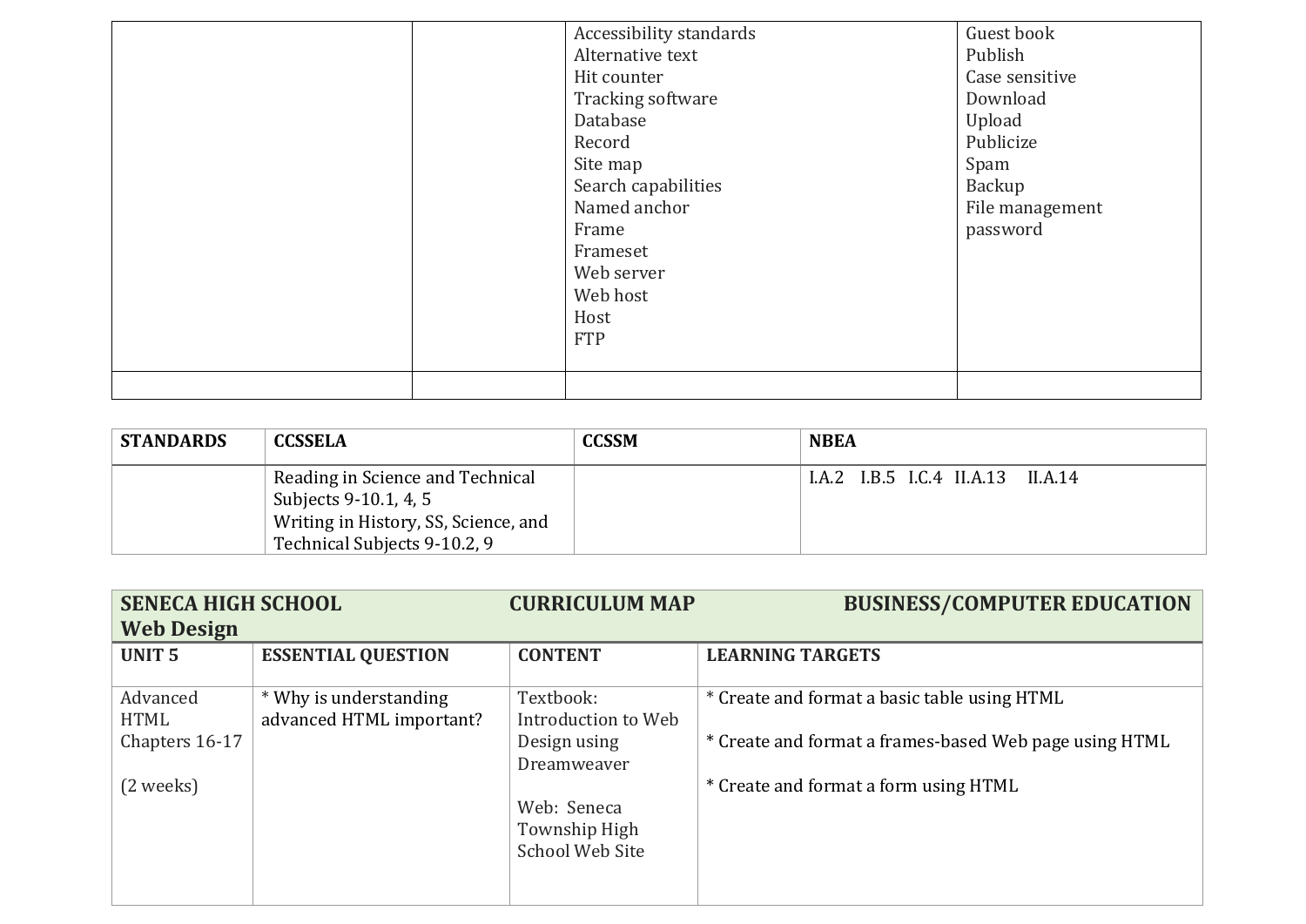| | | | |
|---|---|---|---|
| | | Accessibility standards<br>Alternative text<br>Hit counter<br>Tracking software<br>Database<br>Record<br>Site map<br>Search capabilities<br>Named anchor<br>Frame<br>Frameset<br>Web server<br>Web host<br>Host<br>FTP | Guest book<br>Publish<br>Case sensitive<br>Download<br>Upload<br>Publicize<br>Spam<br>Backup<br>File management<br>password |
| | | | |

| STANDARDS | CCSSELA | CCSSM | NBEA |
|---|---|---|---|
| | Reading in Science and Technical Subjects 9-10.1, 4, 5<br>Writing in History, SS, Science, and Technical Subjects 9-10.2, 9 | | I.A.2 I.B.5 I.C.4 II.A.13 II.A.14 |

**SENECA HIGH SCHOOL CURRICULUM MAP BUSINESS/COMPUTER EDUCATION**
**Web Design**

| UNIT 5 | ESSENTIAL QUESTION | CONTENT | LEARNING TARGETS |
|---|---|---|---|
| Advanced HTML Chapters 16-17<br><br>(2 weeks) | * Why is understanding advanced HTML important? | Textbook: Introduction to Web Design using Dreamweaver<br><br>Web: Seneca Township High School Web Site | * Create and format a basic table using HTML<br><br>* Create and format a frames-based Web page using HTML<br><br>* Create and format a form using HTML |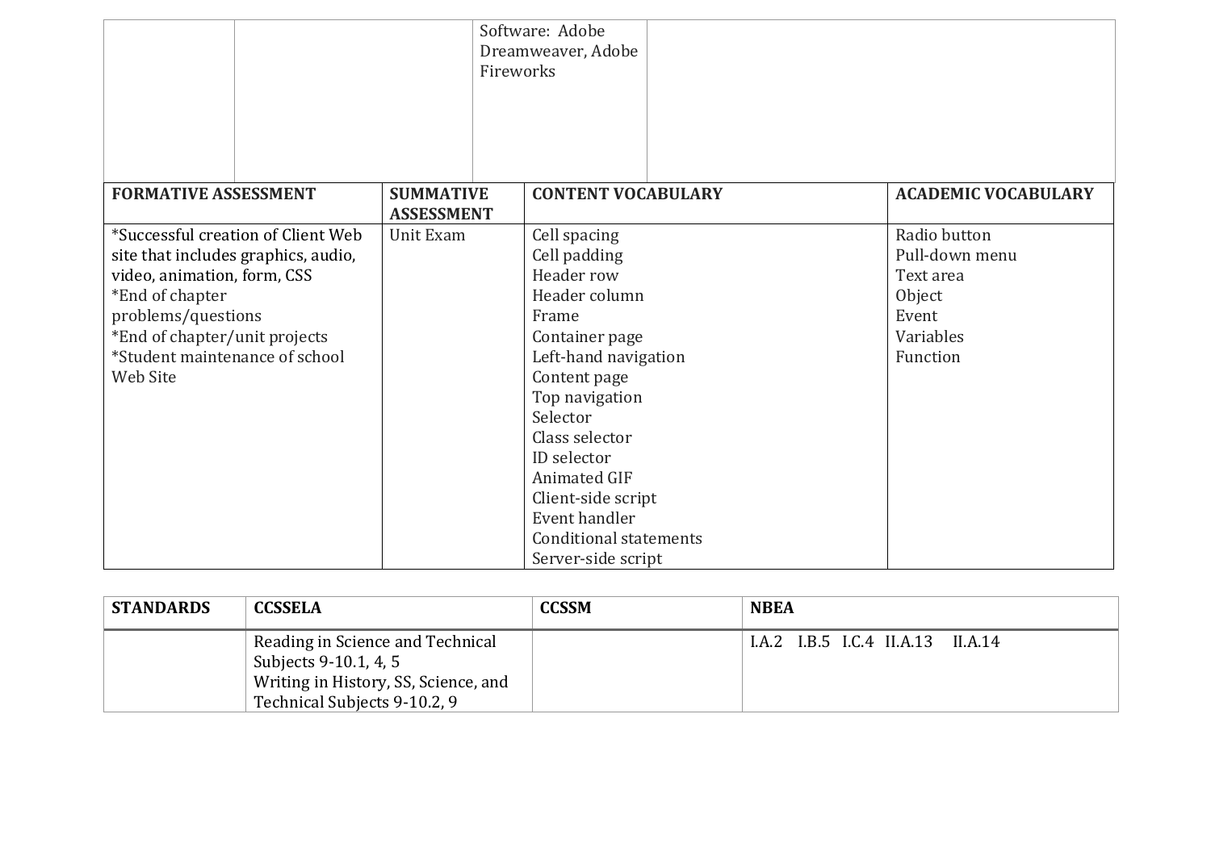| | | | |
|---|---|---|---|
| | | Software: Adobe Dreamweaver, Adobe Fireworks | |

| FORMATIVE ASSESSMENT | SUMMATIVE ASSESSMENT | CONTENT VOCABULARY | ACADEMIC VOCABULARY |
|---|---|---|---|
| *Successful creation of Client Web site that includes graphics, audio, video, animation, form, CSS<br>*End of chapter problems/questions<br>*End of chapter/unit projects<br>*Student maintenance of school Web Site | Unit Exam | Cell spacing<br>Cell padding<br>Header row<br>Header column<br>Frame<br>Container page<br>Left-hand navigation<br>Content page<br>Top navigation<br>Selector<br>Class selector<br>ID selector<br>Animated GIF<br>Client-side script<br>Event handler<br>Conditional statements<br>Server-side script | Radio button<br>Pull-down menu<br>Text area<br>Object<br>Event<br>Variables<br>Function |

| STANDARDS | CCSSELA | CCSSM | NBEA |
|---|---|---|---|
| | Reading in Science and Technical Subjects 9-10.1, 4, 5<br>Writing in History, SS, Science, and Technical Subjects 9-10.2, 9 | | I.A.2 I.B.5 I.C.4 II.A.13 II.A.14 |